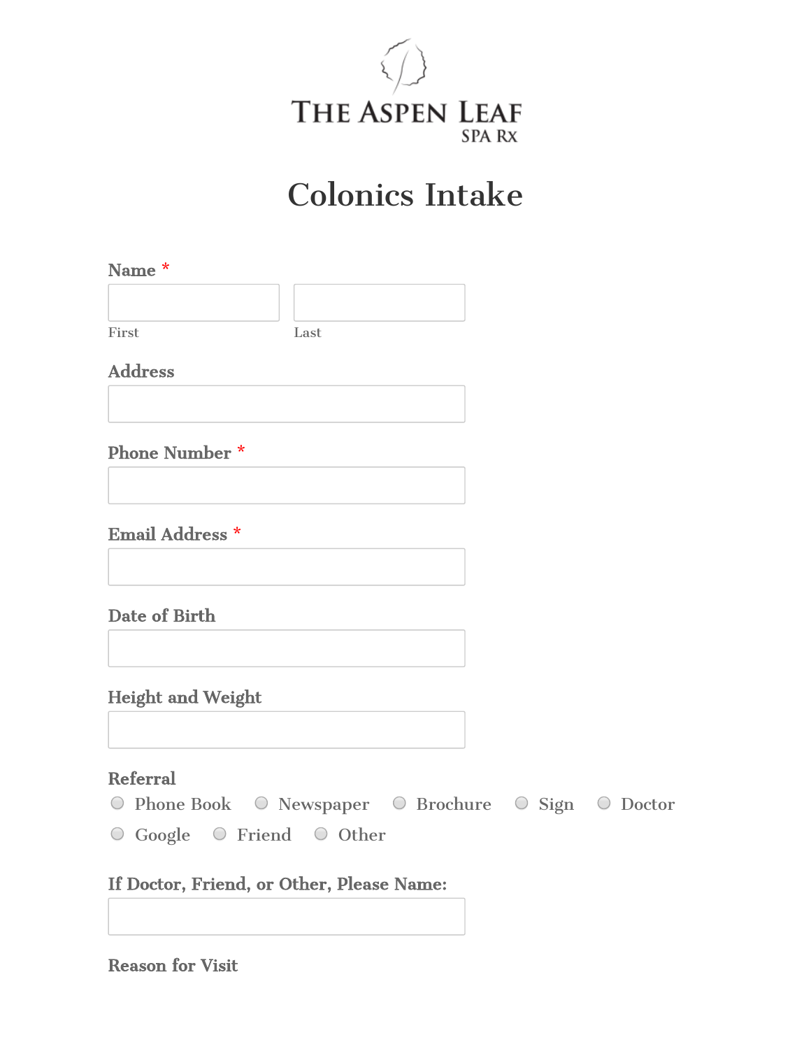THE ASPEN LEAF
SPA RX

# Colonics Intake

**Name** *

First

Last

**Address**

**Phone Number** *

**Email Address** *

**Date of Birth**

**Height and Weight**

**Referral**

- ○ Phone Book
- ○ Newspaper
- ○ Brochure
- ○ Sign
- ○ Doctor
- ○ Google
- ○ Friend
- ○ Other

**If Doctor, Friend, or Other, Please Name:**

**Reason for Visit**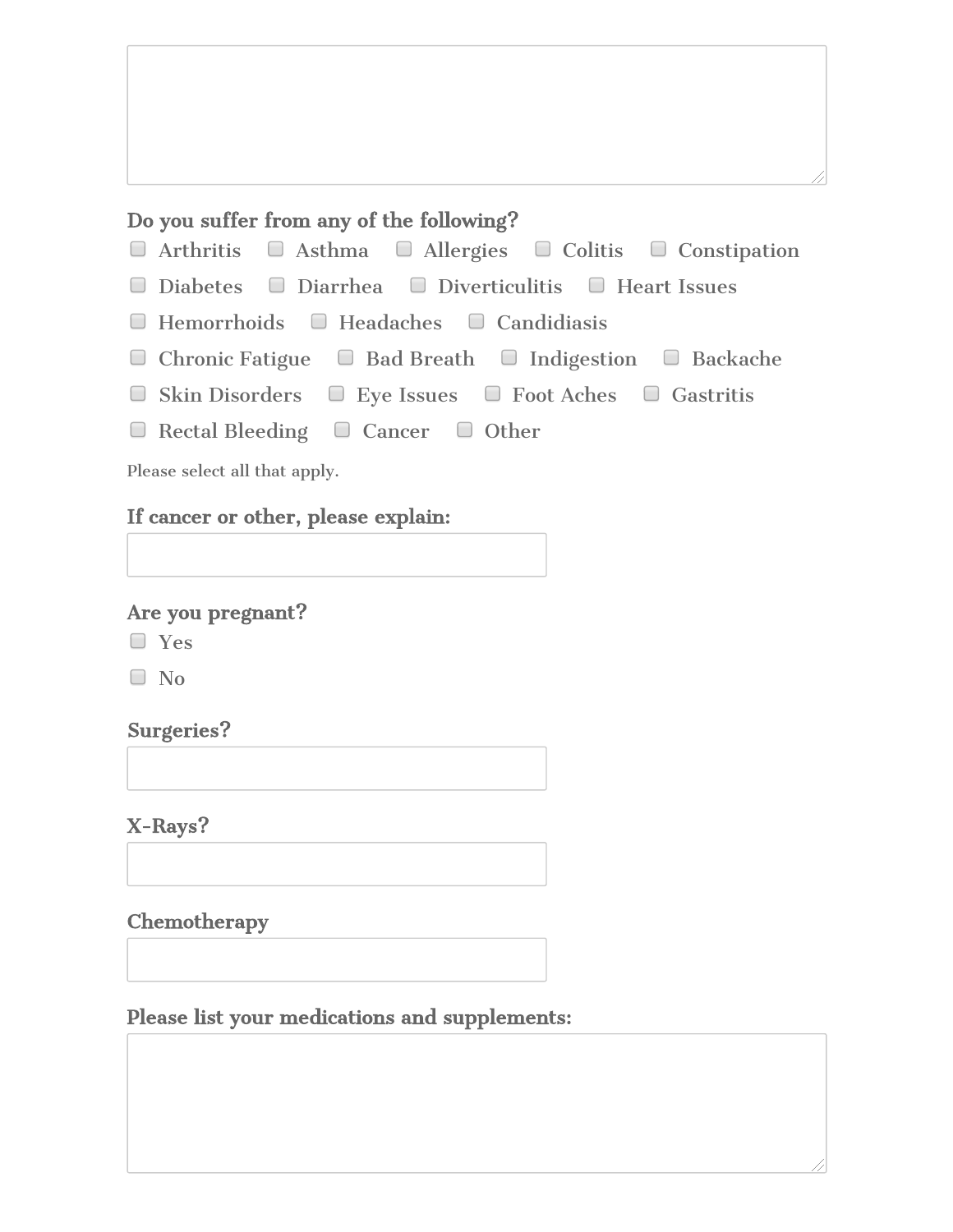**Do you suffer from any of the following?**

- [ ] Arthritis
- [ ] Asthma
- [ ] Allergies
- [ ] Colitis
- [ ] Constipation
- [ ] Diabetes
- [ ] Diarrhea
- [ ] Diverticulitis
- [ ] Heart Issues
- [ ] Hemorrhoids
- [ ] Headaches
- [ ] Candidiasis
- [ ] Chronic Fatigue
- [ ] Bad Breath
- [ ] Indigestion
- [ ] Backache
- [ ] Skin Disorders
- [ ] Eye Issues
- [ ] Foot Aches
- [ ] Gastritis
- [ ] Rectal Bleeding
- [ ] Cancer
- [ ] Other

Please select all that apply.

**If cancer or other, please explain:**

**Are you pregnant?**

- [ ] Yes
- [ ] No

**Surgeries?**

**X-Rays?**

**Chemotherapy**

**Please list your medications and supplements:**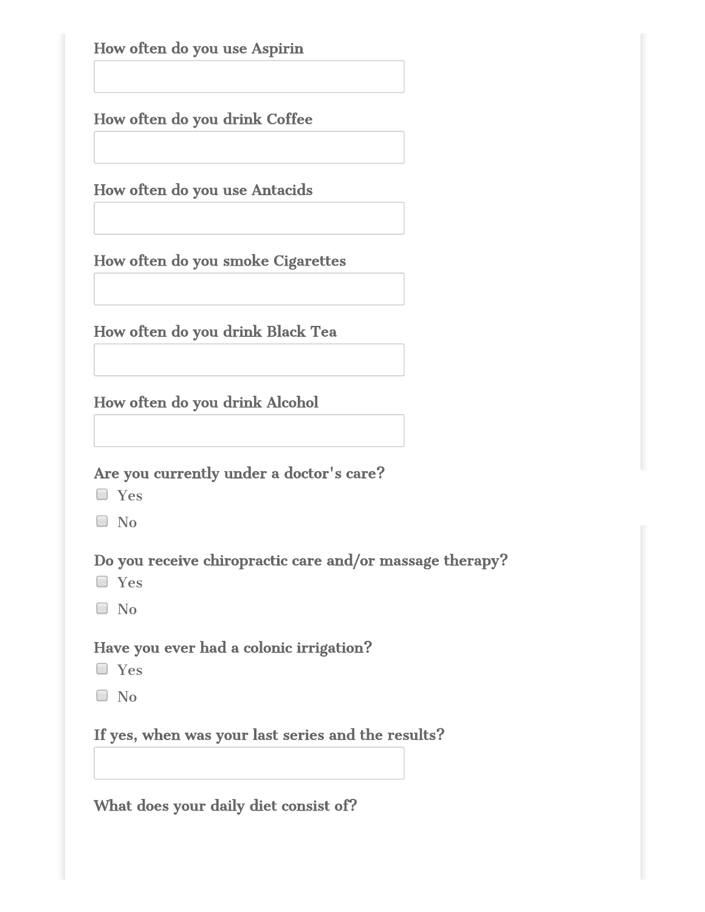**How often do you use Aspirin**

\_\_\_\_\_\_\_\_\_\_\_\_\_\_\_\_\_\_\_\_

**How often do you drink Coffee**

\_\_\_\_\_\_\_\_\_\_\_\_\_\_\_\_\_\_\_\_

**How often do you use Antacids**

\_\_\_\_\_\_\_\_\_\_\_\_\_\_\_\_\_\_\_\_

**How often do you smoke Cigarettes**

\_\_\_\_\_\_\_\_\_\_\_\_\_\_\_\_\_\_\_\_

**How often do you drink Black Tea**

\_\_\_\_\_\_\_\_\_\_\_\_\_\_\_\_\_\_\_\_

**How often do you drink Alcohol**

\_\_\_\_\_\_\_\_\_\_\_\_\_\_\_\_\_\_\_\_

**Are you currently under a doctor's care?**

- ☐ Yes
- ☐ No

**Do you receive chiropractic care and/or massage therapy?**

- ☐ Yes
- ☐ No

**Have you ever had a colonic irrigation?**

- ☐ Yes
- ☐ No

**If yes, when was your last series and the results?**

\_\_\_\_\_\_\_\_\_\_\_\_\_\_\_\_\_\_\_\_

**What does your daily diet consist of?**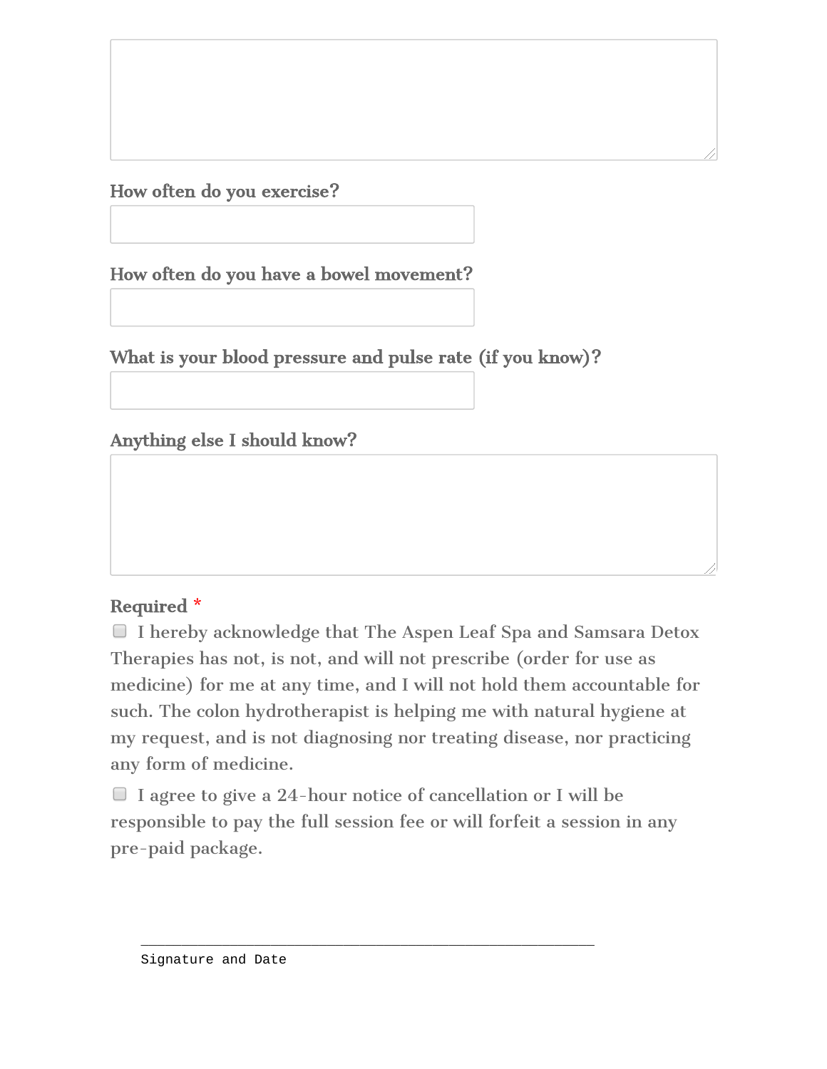**How often do you exercise?**

**How often do you have a bowel movement?**

**What is your blood pressure and pulse rate (if you know)?**

**Anything else I should know?**

**Required** *

- [ ] I hereby acknowledge that The Aspen Leaf Spa and Samsara Detox Therapies has not, is not, and will not prescribe (order for use as medicine) for me at any time, and I will not hold them accountable for such. The colon hydrotherapist is helping me with natural hygiene at my request, and is not diagnosing nor treating disease, nor practicing any form of medicine.
- [ ] I agree to give a 24-hour notice of cancellation or I will be responsible to pay the full session fee or will forfeit a session in any pre-paid package.

_______________________________________________

Signature and Date